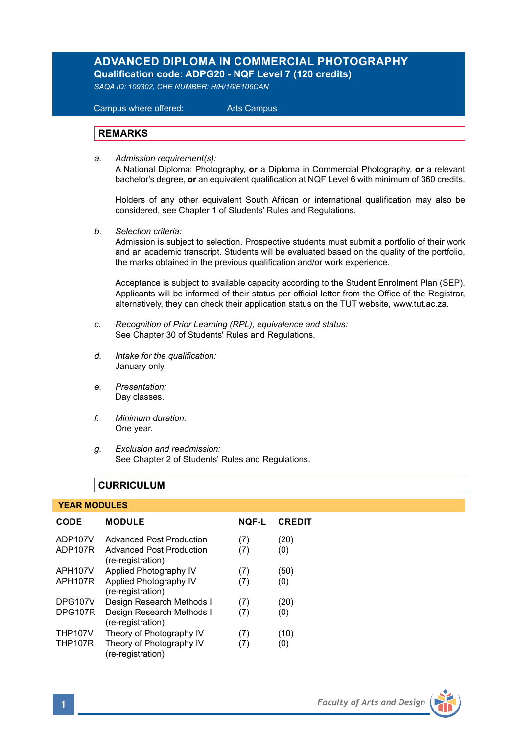# ADVANCED DIPLOMA IN COMMERCIAL PHOTOGRAPHY

**Qualification code: ADPG20 - NQF Level 7 (120 credits)**

*SAQA ID: 109302, CHE NUMBER: H/H/16/E106CAN*

Campus where offered: Arts Campus

## REMARKS

a. *Admission requirement(s):*
A National Diploma: Photography, **or** a Diploma in Commercial Photography, **or** a relevant bachelor's degree, **or** an equivalent qualification at NQF Level 6 with minimum of 360 credits.

Holders of any other equivalent South African or international qualification may also be considered, see Chapter 1 of Students' Rules and Regulations.

b. *Selection criteria:*
Admission is subject to selection. Prospective students must submit a portfolio of their work and an academic transcript. Students will be evaluated based on the quality of the portfolio, the marks obtained in the previous qualification and/or work experience.

Acceptance is subject to available capacity according to the Student Enrolment Plan (SEP). Applicants will be informed of their status per official letter from the Office of the Registrar, alternatively, they can check their application status on the TUT website, www.tut.ac.za.

c. *Recognition of Prior Learning (RPL), equivalence and status:*
See Chapter 30 of Students' Rules and Regulations.

d. *Intake for the qualification:*
January only.

e. *Presentation:*
Day classes.

f. *Minimum duration:*
One year.

g. *Exclusion and readmission:*
See Chapter 2 of Students' Rules and Regulations.

## CURRICULUM

### YEAR MODULES

| CODE | MODULE | NQF-L | CREDIT |
|---|---|---|---|
| ADP107V | Advanced Post Production | (7) | (20) |
| ADP107R | Advanced Post Production (re-registration) | (7) | (0) |
| APH107V | Applied Photography IV | (7) | (50) |
| APH107R | Applied Photography IV (re-registration) | (7) | (0) |
| DPG107V | Design Research Methods I | (7) | (20) |
| DPG107R | Design Research Methods I (re-registration) | (7) | (0) |
| THP107V | Theory of Photography IV | (7) | (10) |
| THP107R | Theory of Photography IV (re-registration) | (7) | (0) |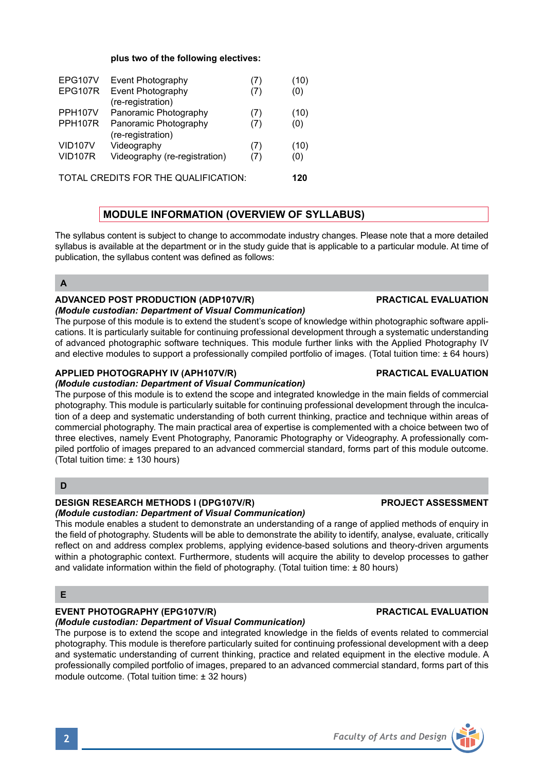**plus two of the following electives:**

| | | | |
|---|---|---|---|
| EPG107V | Event Photography | (7) | (10) |
| EPG107R | Event Photography (re-registration) | (7) | (0) |
| PPH107V | Panoramic Photography | (7) | (10) |
| PPH107R | Panoramic Photography (re-registration) | (7) | (0) |
| VID107V | Videography | (7) | (10) |
| VID107R | Videography (re-registration) | (7) | (0) |

TOTAL CREDITS FOR THE QUALIFICATION: **120**

## MODULE INFORMATION (OVERVIEW OF SYLLABUS)

The syllabus content is subject to change to accommodate industry changes. Please note that a more detailed syllabus is available at the department or in the study guide that is applicable to a particular module. At time of publication, the syllabus content was defined as follows:

### A

**ADVANCED POST PRODUCTION (ADP107V/R)** **PRACTICAL EVALUATION**
***(Module custodian: Department of Visual Communication)***
The purpose of this module is to extend the student's scope of knowledge within photographic software applications. It is particularly suitable for continuing professional development through a systematic understanding of advanced photographic software techniques. This module further links with the Applied Photography IV and elective modules to support a professionally compiled portfolio of images. (Total tuition time: ± 64 hours)

**APPLIED PHOTOGRAPHY IV (APH107V/R)** **PRACTICAL EVALUATION**
***(Module custodian: Department of Visual Communication)***
The purpose of this module is to extend the scope and integrated knowledge in the main fields of commercial photography. This module is particularly suitable for continuing professional development through the inculcation of a deep and systematic understanding of both current thinking, practice and technique within areas of commercial photography. The main practical area of expertise is complemented with a choice between two of three electives, namely Event Photography, Panoramic Photography or Videography. A professionally compiled portfolio of images prepared to an advanced commercial standard, forms part of this module outcome. (Total tuition time: ± 130 hours)

### D

**DESIGN RESEARCH METHODS I (DPG107V/R)** **PROJECT ASSESSMENT**
***(Module custodian: Department of Visual Communication)***
This module enables a student to demonstrate an understanding of a range of applied methods of enquiry in the field of photography. Students will be able to demonstrate the ability to identify, analyse, evaluate, critically reflect on and address complex problems, applying evidence-based solutions and theory-driven arguments within a photographic context. Furthermore, students will acquire the ability to develop processes to gather and validate information within the field of photography. (Total tuition time: ± 80 hours)

### E

**EVENT PHOTOGRAPHY (EPG107V/R)** **PRACTICAL EVALUATION**
***(Module custodian: Department of Visual Communication)***
The purpose is to extend the scope and integrated knowledge in the fields of events related to commercial photography. This module is therefore particularly suited for continuing professional development with a deep and systematic understanding of current thinking, practice and related equipment in the elective module. A professionally compiled portfolio of images, prepared to an advanced commercial standard, forms part of this module outcome. (Total tuition time: ± 32 hours)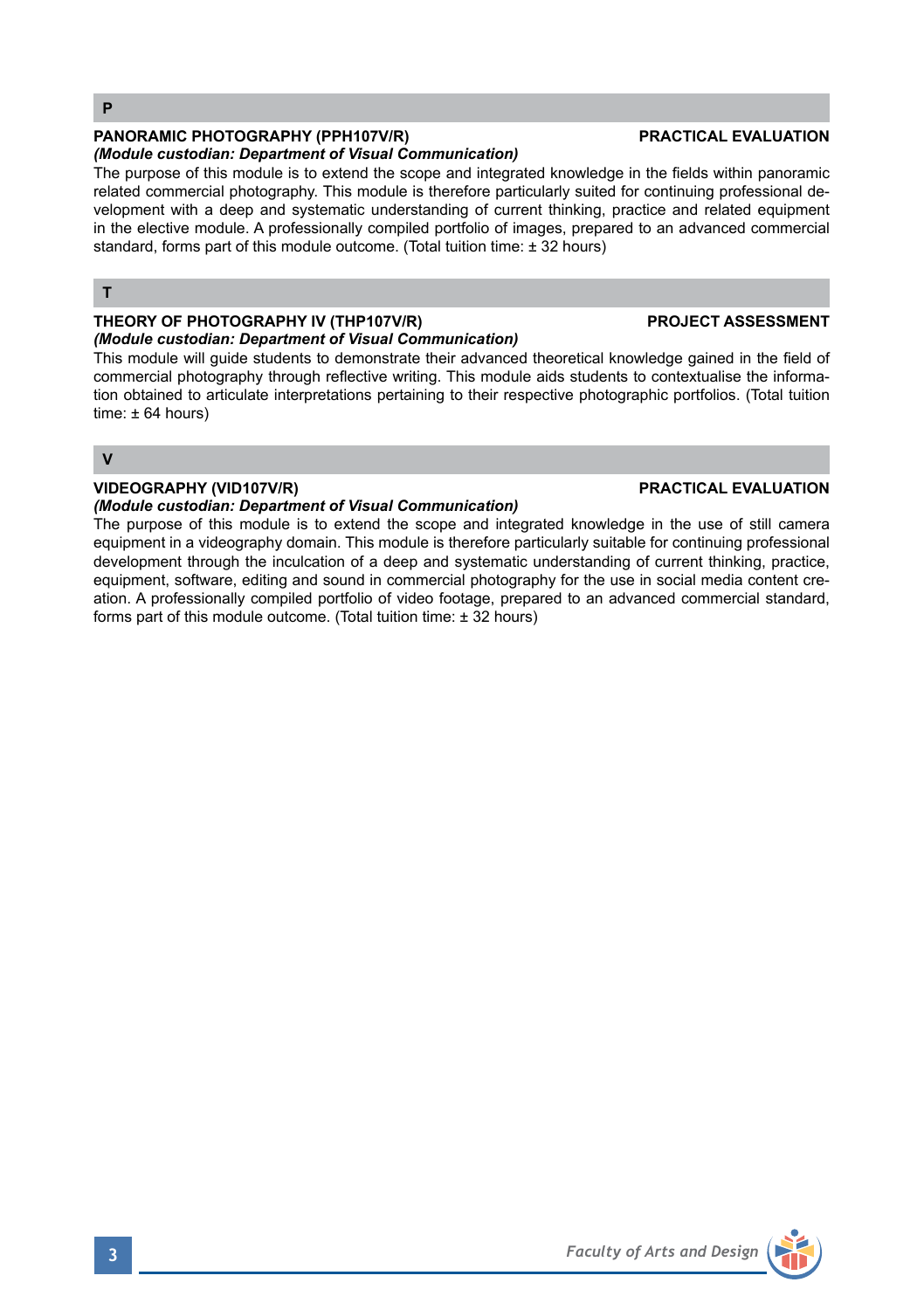## P

**PANORAMIC PHOTOGRAPHY (PPH107V/R) PRACTICAL EVALUATION**

***(Module custodian: Department of Visual Communication)***

The purpose of this module is to extend the scope and integrated knowledge in the fields within panoramic related commercial photography. This module is therefore particularly suited for continuing professional development with a deep and systematic understanding of current thinking, practice and related equipment in the elective module. A professionally compiled portfolio of images, prepared to an advanced commercial standard, forms part of this module outcome. (Total tuition time: ± 32 hours)

## T

**THEORY OF PHOTOGRAPHY IV (THP107V/R) PROJECT ASSESSMENT**

***(Module custodian: Department of Visual Communication)***

This module will guide students to demonstrate their advanced theoretical knowledge gained in the field of commercial photography through reflective writing. This module aids students to contextualise the information obtained to articulate interpretations pertaining to their respective photographic portfolios. (Total tuition time: ± 64 hours)

## V

**VIDEOGRAPHY (VID107V/R) PRACTICAL EVALUATION**

***(Module custodian: Department of Visual Communication)***

The purpose of this module is to extend the scope and integrated knowledge in the use of still camera equipment in a videography domain. This module is therefore particularly suitable for continuing professional development through the inculcation of a deep and systematic understanding of current thinking, practice, equipment, software, editing and sound in commercial photography for the use in social media content creation. A professionally compiled portfolio of video footage, prepared to an advanced commercial standard, forms part of this module outcome. (Total tuition time: ± 32 hours)